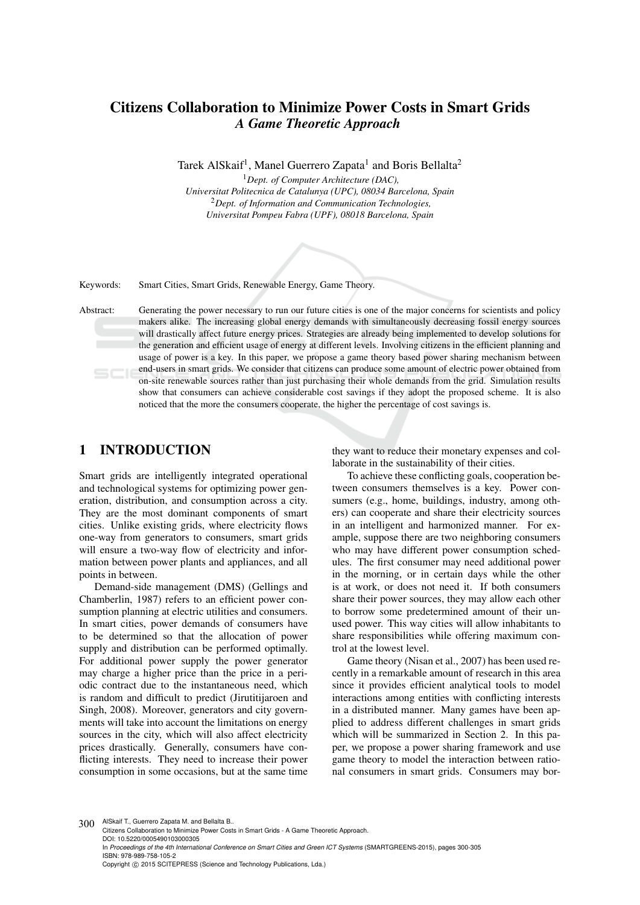# Citizens Collaboration to Minimize Power Costs in Smart Grids
## *A Game Theoretic Approach*

Tarek AlSkaif[1], Manel Guerrero Zapata[1] and Boris Bellalta[2]

[1]*Dept. of Computer Architecture (DAC), Universitat Politecnica de Catalunya (UPC), 08034 Barcelona, Spain*
[2]*Dept. of Information and Communication Technologies, Universitat Pompeu Fabra (UPF), 08018 Barcelona, Spain*

Keywords: Smart Cities, Smart Grids, Renewable Energy, Game Theory.

Abstract: Generating the power necessary to run our future cities is one of the major concerns for scientists and policy makers alike. The increasing global energy demands with simultaneously decreasing fossil energy sources will drastically affect future energy prices. Strategies are already being implemented to develop solutions for the generation and efficient usage of energy at different levels. Involving citizens in the efficient planning and usage of power is a key. In this paper, we propose a game theory based power sharing mechanism between end-users in smart grids. We consider that citizens can produce some amount of electric power obtained from on-site renewable sources rather than just purchasing their whole demands from the grid. Simulation results show that consumers can achieve considerable cost savings if they adopt the proposed scheme. It is also noticed that the more the consumers cooperate, the higher the percentage of cost savings is.

## 1 INTRODUCTION

Smart grids are intelligently integrated operational and technological systems for optimizing power generation, distribution, and consumption across a city. They are the most dominant components of smart cities. Unlike existing grids, where electricity flows one-way from generators to consumers, smart grids will ensure a two-way flow of electricity and information between power plants and appliances, and all points in between.

Demand-side management (DMS) (Gellings and Chamberlin, 1987) refers to an efficient power consumption planning at electric utilities and consumers. In smart cities, power demands of consumers have to be determined so that the allocation of power supply and distribution can be performed optimally. For additional power supply the power generator may charge a higher price than the price in a periodic contract due to the instantaneous need, which is random and difficult to predict (Jirutitijaroen and Singh, 2008). Moreover, generators and city governments will take into account the limitations on energy sources in the city, which will also affect electricity prices drastically. Generally, consumers have conflicting interests. They need to increase their power consumption in some occasions, but at the same time they want to reduce their monetary expenses and collaborate in the sustainability of their cities.

To achieve these conflicting goals, cooperation between consumers themselves is a key. Power consumers (e.g., home, buildings, industry, among others) can cooperate and share their electricity sources in an intelligent and harmonized manner. For example, suppose there are two neighboring consumers who may have different power consumption schedules. The first consumer may need additional power in the morning, or in certain days while the other is at work, or does not need it. If both consumers share their power sources, they may allow each other to borrow some predetermined amount of their unused power. This way cities will allow inhabitants to share responsibilities while offering maximum control at the lowest level.

Game theory (Nisan et al., 2007) has been used recently in a remarkable amount of research in this area since it provides efficient analytical tools to model interactions among entities with conflicting interests in a distributed manner. Many games have been applied to address different challenges in smart grids which will be summarized in Section 2. In this paper, we propose a power sharing framework and use game theory to model the interaction between rational consumers in smart grids. Consumers may bor-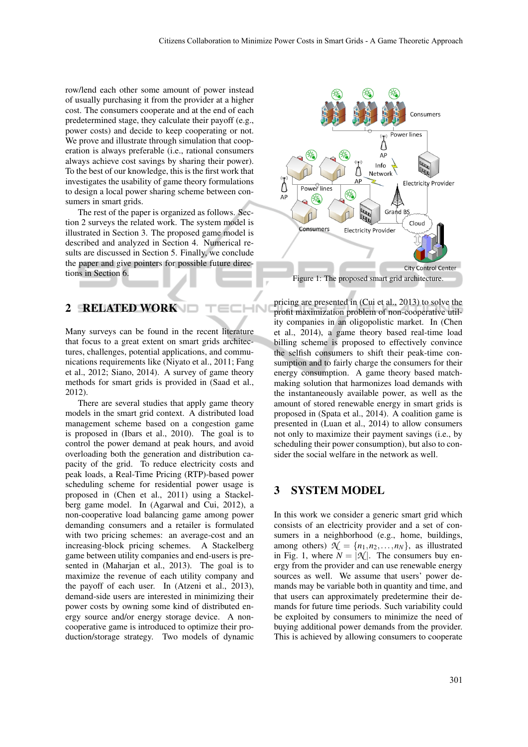row/lend each other some amount of power instead of usually purchasing it from the provider at a higher cost. The consumers cooperate and at the end of each predetermined stage, they calculate their payoff (e.g., power costs) and decide to keep cooperating or not. We prove and illustrate through simulation that cooperation is always preferable (i.e., rational consumers always achieve cost savings by sharing their power). To the best of our knowledge, this is the first work that investigates the usability of game theory formulations to design a local power sharing scheme between consumers in smart grids.

The rest of the paper is organized as follows. Section 2 surveys the related work. The system model is illustrated in Section 3. The proposed game model is described and analyzed in Section 4. Numerical results are discussed in Section 5. Finally, we conclude the paper and give pointers for possible future directions in Section 6.

## 2 RELATED WORK

Many surveys can be found in the recent literature that focus to a great extent on smart grids architectures, challenges, potential applications, and communications requirements like (Niyato et al., 2011; Fang et al., 2012; Siano, 2014). A survey of game theory methods for smart grids is provided in (Saad et al., 2012).

There are several studies that apply game theory models in the smart grid context. A distributed load management scheme based on a congestion game is proposed in (Ibars et al., 2010). The goal is to control the power demand at peak hours, and avoid overloading both the generation and distribution capacity of the grid. To reduce electricity costs and peak loads, a Real-Time Pricing (RTP)-based power scheduling scheme for residential power usage is proposed in (Chen et al., 2011) using a Stackelberg game model. In (Agarwal and Cui, 2012), a non-cooperative load balancing game among power demanding consumers and a retailer is formulated with two pricing schemes: an average-cost and an increasing-block pricing schemes. A Stackelberg game between utility companies and end-users is presented in (Maharjan et al., 2013). The goal is to maximize the revenue of each utility company and the payoff of each user. In (Atzeni et al., 2013), demand-side users are interested in minimizing their power costs by owning some kind of distributed energy source and/or energy storage device. A non-cooperative game is introduced to optimize their production/storage strategy. Two models of dynamic pricing are presented in (Cui et al., 2013) to solve the profit maximization problem of non-cooperative utility companies in an oligopolistic market. In (Chen et al., 2014), a game theory based real-time load billing scheme is proposed to effectively convince the selfish consumers to shift their peak-time consumption and to fairly charge the consumers for their energy consumption. A game theory based matchmaking solution that harmonizes load demands with the instantaneously available power, as well as the amount of stored renewable energy in smart grids is proposed in (Spata et al., 2014). A coalition game is presented in (Luan et al., 2014) to allow consumers not only to maximize their payment savings (i.e., by scheduling their power consumption), but also to consider the social welfare in the network as well.

Figure 1: The proposed smart grid architecture.

## 3 SYSTEM MODEL

In this work we consider a generic smart grid which consists of an electricity provider and a set of consumers in a neighborhood (e.g., home, buildings, among others) $\mathcal{N} = \{n_1, n_2, \ldots, n_N\}$, as illustrated in Fig. 1, where $N = |\mathcal{N}|$. The consumers buy energy from the provider and can use renewable energy sources as well. We assume that users' power demands may be variable both in quantity and time, and that users can approximately predetermine their demands for future time periods. Such variability could be exploited by consumers to minimize the need of buying additional power demands from the provider. This is achieved by allowing consumers to cooperate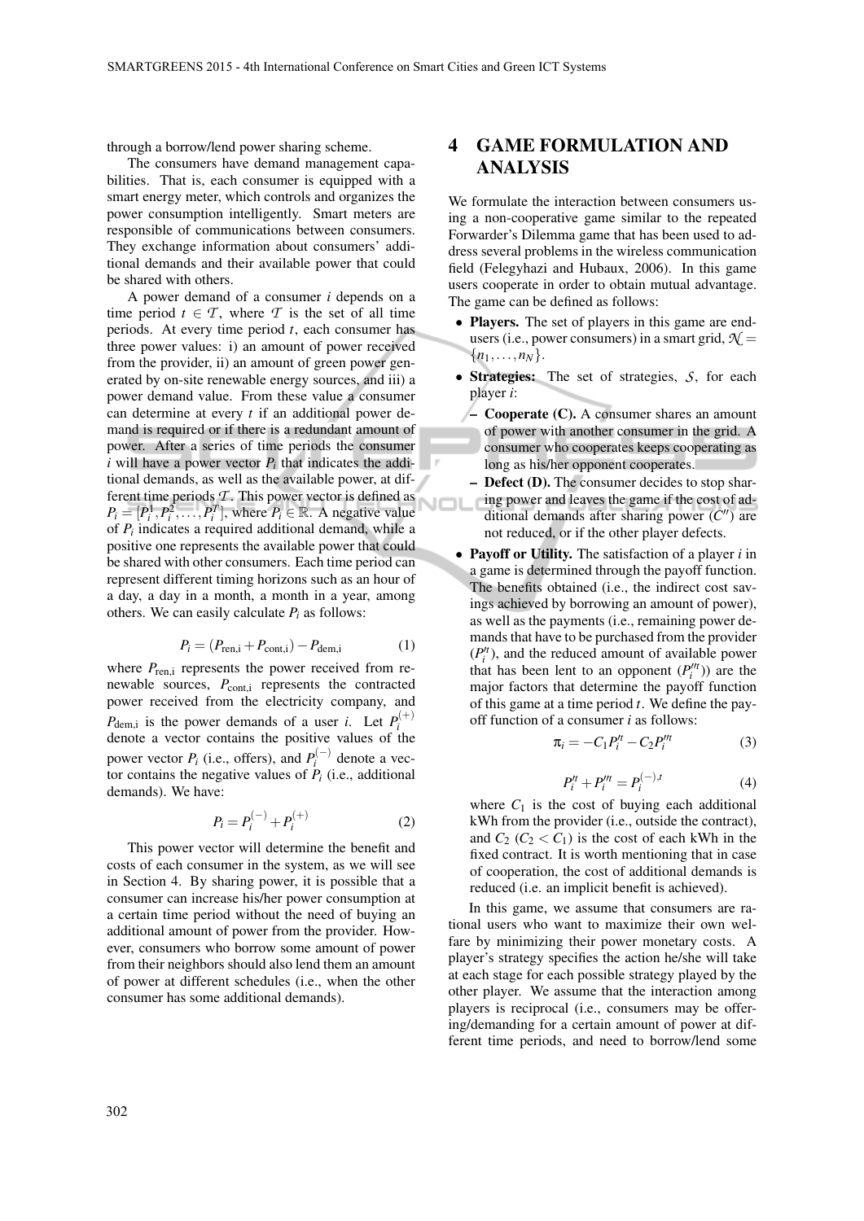through a borrow/lend power sharing scheme.

The consumers have demand management capabilities. That is, each consumer is equipped with a smart energy meter, which controls and organizes the power consumption intelligently. Smart meters are responsible of communications between consumers. They exchange information about consumers' additional demands and their available power that could be shared with others.

A power demand of a consumer $i$ depends on a time period $t \in \mathcal{T}$, where $\mathcal{T}$ is the set of all time periods. At every time period $t$, each consumer has three power values: i) an amount of power received from the provider, ii) an amount of green power generated by on-site renewable energy sources, and iii) a power demand value. From these value a consumer can determine at every $t$ if an additional power demand is required or if there is a redundant amount of power. After a series of time periods the consumer $i$ will have a power vector $P_i$ that indicates the additional demands, as well as the available power, at different time periods $\mathcal{T}$. This power vector is defined as $P_i = [P_i^1, P_i^2, \ldots, P_i^T]$, where $P_i \in \mathbb{R}$. A negative value of $P_i$ indicates a required additional demand, while a positive one represents the available power that could be shared with other consumers. Each time period can represent different timing horizons such as an hour of a day, a day in a month, a month in a year, among others. We can easily calculate $P_i$ as follows:

$$P_i = (P_{\text{ren,i}} + P_{\text{cont,i}}) - P_{\text{dem,i}} \tag{1}$$

where $P_{\text{ren,i}}$ represents the power received from renewable sources, $P_{\text{cont,i}}$ represents the contracted power received from the electricity company, and $P_{\text{dem,i}}$ is the power demands of a user $i$. Let $P_i^{(+)}$ denote a vector contains the positive values of the power vector $P_i$ (i.e., offers), and $P_i^{(-)}$ denote a vector contains the negative values of $P_i$ (i.e., additional demands). We have:

$$P_i = P_i^{(-)} + P_i^{(+)} \tag{2}$$

This power vector will determine the benefit and costs of each consumer in the system, as we will see in Section 4. By sharing power, it is possible that a consumer can increase his/her power consumption at a certain time period without the need of buying an additional amount of power from the provider. However, consumers who borrow some amount of power from their neighbors should also lend them an amount of power at different schedules (i.e., when the other consumer has some additional demands).

# 4 GAME FORMULATION AND ANALYSIS

We formulate the interaction between consumers using a non-cooperative game similar to the repeated Forwarder's Dilemma game that has been used to address several problems in the wireless communication field (Felegyhazi and Hubaux, 2006). In this game users cooperate in order to obtain mutual advantage. The game can be defined as follows:

- **Players.** The set of players in this game are end-users (i.e., power consumers) in a smart grid, $\mathcal{N} = \{n_1, \ldots, n_N\}$.
- **Strategies:** The set of strategies, $\mathcal{S}$, for each player $i$:
  - **Cooperate (C).** A consumer shares an amount of power with another consumer in the grid. A consumer who cooperates keeps cooperating as long as his/her opponent cooperates.
  - **Defect (D).** The consumer decides to stop sharing power and leaves the game if the cost of additional demands after sharing power ($C''$) are not reduced, or if the other player defects.
- **Payoff or Utility.** The satisfaction of a player $i$ in a game is determined through the payoff function. The benefits obtained (i.e., the indirect cost savings achieved by borrowing an amount of power), as well as the payments (i.e., remaining power demands that have to be purchased from the provider ($P_i''$), and the reduced amount of available power that has been lent to an opponent ($P_i'''$)) are the major factors that determine the payoff function of this game at a time period $t$. We define the payoff function of a consumer $i$ as follows:

$$\pi_i = -C_1 P_i''^t - C_2 P_i'''^t \tag{3}$$

$$P_i''^t + P_i'''^t = P_i^{(-),t} \tag{4}$$

where $C_1$ is the cost of buying each additional kWh from the provider (i.e., outside the contract), and $C_2$ ($C_2 < C_1$) is the cost of each kWh in the fixed contract. It is worth mentioning that in case of cooperation, the cost of additional demands is reduced (i.e. an implicit benefit is achieved).

In this game, we assume that consumers are rational users who want to maximize their own welfare by minimizing their power monetary costs. A player's strategy specifies the action he/she will take at each stage for each possible strategy played by the other player. We assume that the interaction among players is reciprocal (i.e., consumers may be offering/demanding for a certain amount of power at different time periods, and need to borrow/lend some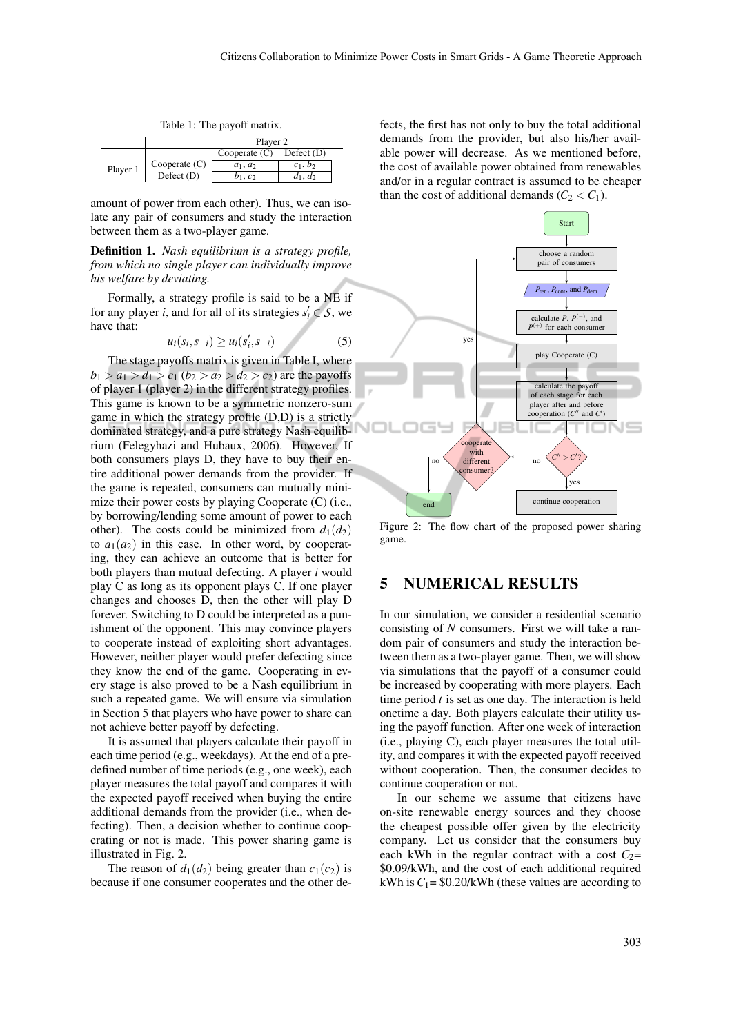Table 1: The payoff matrix.

| | | Player 2 | |
|---|---|---|---|
| | | Cooperate (C) | Defect (D) |
| Player 1 | Cooperate (C) | $a_1, a_2$ | $c_1, b_2$ |
| | Defect (D) | $b_1, c_2$ | $d_1, d_2$ |

amount of power from each other). Thus, we can isolate any pair of consumers and study the interaction between them as a two-player game.

**Definition 1.** *Nash equilibrium is a strategy profile, from which no single player can individually improve his welfare by deviating.*

Formally, a strategy profile is said to be a NE if for any player $i$, and for all of its strategies $s_i' \in \mathcal{S}$, we have that:

$$u_i(s_i, s_{-i}) \geq u_i(s_i', s_{-i}) \tag{5}$$

The stage payoffs matrix is given in Table I, where $b_1 > a_1 > d_1 > c_1$ ($b_2 > a_2 > d_2 > c_2$) are the payoffs of player 1 (player 2) in the different strategy profiles. This game is known to be a symmetric nonzero-sum game in which the strategy profile (D,D) is a strictly dominated strategy, and a pure strategy Nash equilibrium (Felegyhazi and Hubaux, 2006). However, If both consumers plays D, they have to buy their entire additional power demands from the provider. If the game is repeated, consumers can mutually minimize their power costs by playing Cooperate (C) (i.e., by borrowing/lending some amount of power to each other). The costs could be minimized from $d_1(d_2)$ to $a_1(a_2)$ in this case. In other word, by cooperating, they can achieve an outcome that is better for both players than mutual defecting. A player $i$ would play C as long as its opponent plays C. If one player changes and chooses D, then the other will play D forever. Switching to D could be interpreted as a punishment of the opponent. This may convince players to cooperate instead of exploiting short advantages. However, neither player would prefer defecting since they know the end of the game. Cooperating in every stage is also proved to be a Nash equilibrium in such a repeated game. We will ensure via simulation in Section 5 that players who have power to share can not achieve better payoff by defecting.

It is assumed that players calculate their payoff in each time period (e.g., weekdays). At the end of a predefined number of time periods (e.g., one week), each player measures the total payoff and compares it with the expected payoff received when buying the entire additional demands from the provider (i.e., when defecting). Then, a decision whether to continue cooperating or not is made. This power sharing game is illustrated in Fig. 2.

The reason of $d_1(d_2)$ being greater than $c_1(c_2)$ is because if one consumer cooperates and the other defects, the first has not only to buy the total additional demands from the provider, but also his/her available power will decrease. As we mentioned before, the cost of available power obtained from renewables and/or in a regular contract is assumed to be cheaper than the cost of additional demands ($C_2 < C_1$).

Figure 2: The flow chart of the proposed power sharing game.

## 5 NUMERICAL RESULTS

In our simulation, we consider a residential scenario consisting of $N$ consumers. First we will take a random pair of consumers and study the interaction between them as a two-player game. Then, we will show via simulations that the payoff of a consumer could be increased by cooperating with more players. Each time period $t$ is set as one day. The interaction is held onetime a day. Both players calculate their utility using the payoff function. After one week of interaction (i.e., playing C), each player measures the total utility, and compares it with the expected payoff received without cooperation. Then, the consumer decides to continue cooperation or not.

In our scheme we assume that citizens have on-site renewable energy sources and they choose the cheapest possible offer given by the electricity company. Let us consider that the consumers buy each kWh in the regular contract with a cost $C_2$= \$0.09/kWh, and the cost of each additional required kWh is $C_1$= \$0.20/kWh (these values are according to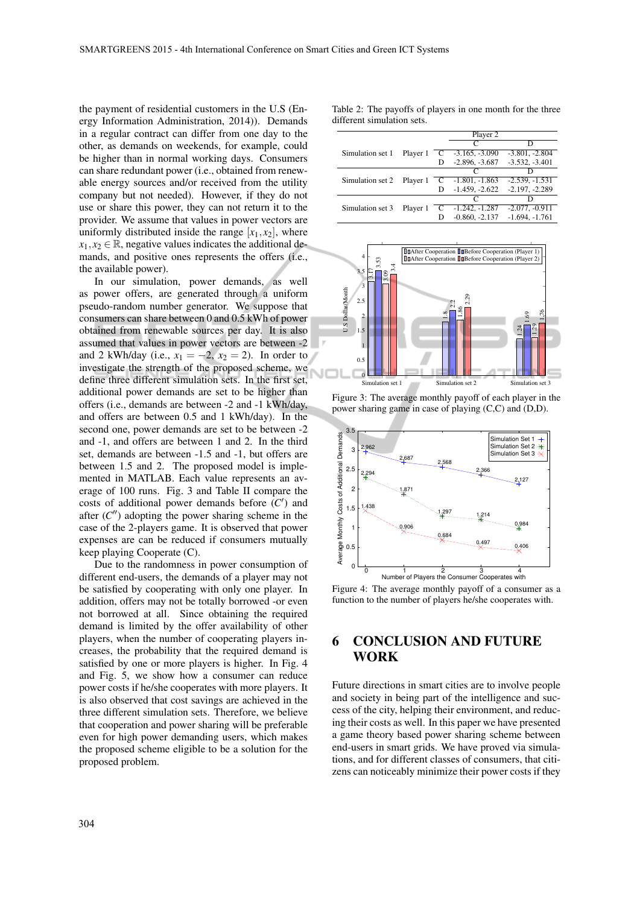the payment of residential customers in the U.S (Energy Information Administration, 2014)). Demands in a regular contract can differ from one day to the other, as demands on weekends, for example, could be higher than in normal working days. Consumers can share redundant power (i.e., obtained from renewable energy sources and/or received from the utility company but not needed). However, if they do not use or share this power, they can not return it to the provider. We assume that values in power vectors are uniformly distributed inside the range $[x_1, x_2]$, where $x_1, x_2 \in \mathbb{R}$, negative values indicates the additional demands, and positive ones represents the offers (i.e., the available power).

In our simulation, power demands, as well as power offers, are generated through a uniform pseudo-random number generator. We suppose that consumers can share between 0 and 0.5 kWh of power obtained from renewable sources per day. It is also assumed that values in power vectors are between -2 and 2 kWh/day (i.e., $x_1 = -2$, $x_2 = 2$). In order to investigate the strength of the proposed scheme, we define three different simulation sets. In the first set, additional power demands are set to be higher than offers (i.e., demands are between -2 and -1 kWh/day, and offers are between 0.5 and 1 kWh/day). In the second one, power demands are set to be between -2 and -1, and offers are between 1 and 2. In the third set, demands are between -1.5 and -1, but offers are between 1.5 and 2. The proposed model is implemented in MATLAB. Each value represents an average of 100 runs. Fig. 3 and Table II compare the costs of additional power demands before ($C'$) and after ($C''$) adopting the power sharing scheme in the case of the 2-players game. It is observed that power expenses are can be reduced if consumers mutually keep playing Cooperate (C).

Due to the randomness in power consumption of different end-users, the demands of a player may not be satisfied by cooperating with only one player. In addition, offers may not be totally borrowed -or even not borrowed at all. Since obtaining the required demand is limited by the offer availability of other players, when the number of cooperating players increases, the probability that the required demand is satisfied by one or more players is higher. In Fig. 4 and Fig. 5, we show how a consumer can reduce power costs if he/she cooperates with more players. It is also observed that cost savings are achieved in the three different simulation sets. Therefore, we believe that cooperation and power sharing will be preferable even for high power demanding users, which makes the proposed scheme eligible to be a solution for the proposed problem.

Table 2: The payoffs of players in one month for the three different simulation sets.

| | | | Player 2 C | Player 2 D |
|---|---|---|---|---|
| Simulation set 1 | Player 1 | C | -3.165, -3.090 | -3.801, -2.804 |
| | | D | -2.896, -3.687 | -3.532, -3.401 |
| Simulation set 2 | Player 1 | C | -1.801, -1.863 | -2.539, -1.531 |
| | | D | -1.459, -2.622 | -2.197, -2.289 |
| Simulation set 3 | Player 1 | C | -1.242, -1.287 | -2.077, -0.911 |
| | | D | -0.860, -2.137 | -1.694, -1.761 |

Figure 3: The average monthly payoff of each player in the power sharing game in case of playing (C,C) and (D,D).

Figure 4: The average monthly payoff of a consumer as a function to the number of players he/she cooperates with.

## 6 CONCLUSION AND FUTURE WORK

Future directions in smart cities are to involve people and society in being part of the intelligence and success of the city, helping their environment, and reducing their costs as well. In this paper we have presented a game theory based power sharing scheme between end-users in smart grids. We have proved via simulations, and for different classes of consumers, that citizens can noticeably minimize their power costs if they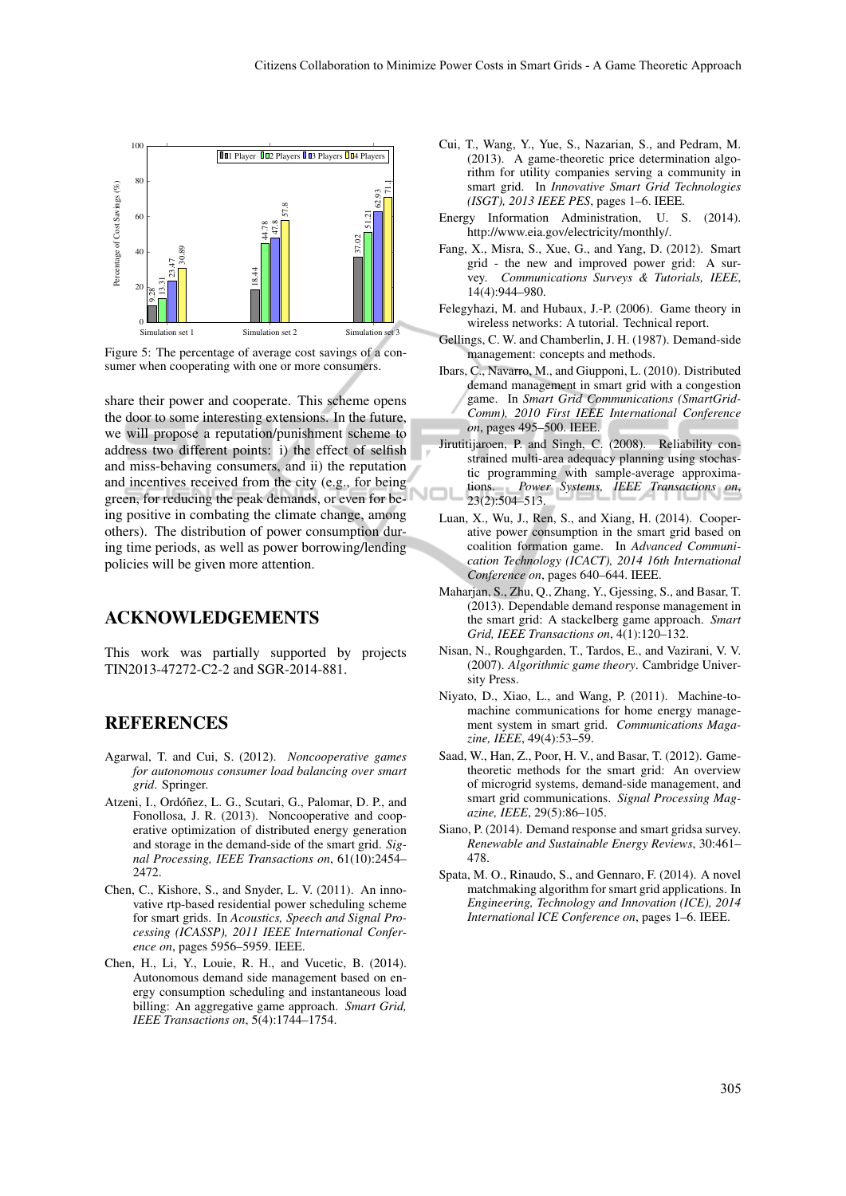100

80

60

40

20

0

Percentage of Cost Savings (%)

1 Player 2 Players 3 Players 4 Players

9.28 13.31 23.47 30.89

18.44 44.78 47.8 57.8

37.02 51.21 62.93 71.1

Simulation set 1 Simulation set 2 Simulation set 3

Figure 5: The percentage of average cost savings of a consumer when cooperating with one or more consumers.

share their power and cooperate. This scheme opens the door to some interesting extensions. In the future, we will propose a reputation/punishment scheme to address two different points: i) the effect of selfish and miss-behaving consumers, and ii) the reputation and incentives received from the city (e.g., for being green, for reducing the peak demands, or even for being positive in combating the climate change, among others). The distribution of power consumption during time periods, as well as power borrowing/lending policies will be given more attention.

## ACKNOWLEDGEMENTS

This work was partially supported by projects TIN2013-47272-C2-2 and SGR-2014-881.

## REFERENCES

Agarwal, T. and Cui, S. (2012). *Noncooperative games for autonomous consumer load balancing over smart grid*. Springer.

Atzeni, I., Ordóñez, L. G., Scutari, G., Palomar, D. P., and Fonollosa, J. R. (2013). Noncooperative and cooperative optimization of distributed energy generation and storage in the demand-side of the smart grid. *Signal Processing, IEEE Transactions on*, 61(10):2454–2472.

Chen, C., Kishore, S., and Snyder, L. V. (2011). An innovative rtp-based residential power scheduling scheme for smart grids. In *Acoustics, Speech and Signal Processing (ICASSP), 2011 IEEE International Conference on*, pages 5956–5959. IEEE.

Chen, H., Li, Y., Louie, R. H., and Vucetic, B. (2014). Autonomous demand side management based on energy consumption scheduling and instantaneous load billing: An aggregative game approach. *Smart Grid, IEEE Transactions on*, 5(4):1744–1754.

Cui, T., Wang, Y., Yue, S., Nazarian, S., and Pedram, M. (2013). A game-theoretic price determination algorithm for utility companies serving a community in smart grid. In *Innovative Smart Grid Technologies (ISGT), 2013 IEEE PES*, pages 1–6. IEEE.

Energy Information Administration, U. S. (2014). http://www.eia.gov/electricity/monthly/.

Fang, X., Misra, S., Xue, G., and Yang, D. (2012). Smart grid - the new and improved power grid: A survey. *Communications Surveys & Tutorials, IEEE*, 14(4):944–980.

Felegyhazi, M. and Hubaux, J.-P. (2006). Game theory in wireless networks: A tutorial. Technical report.

Gellings, C. W. and Chamberlin, J. H. (1987). Demand-side management: concepts and methods.

Ibars, C., Navarro, M., and Giupponi, L. (2010). Distributed demand management in smart grid with a congestion game. In *Smart Grid Communications (SmartGridComm), 2010 First IEEE International Conference on*, pages 495–500. IEEE.

Jirutitijaroen, P. and Singh, C. (2008). Reliability constrained multi-area adequacy planning using stochastic programming with sample-average approximations. *Power Systems, IEEE Transactions on*, 23(2):504–513.

Luan, X., Wu, J., Ren, S., and Xiang, H. (2014). Cooperative power consumption in the smart grid based on coalition formation game. In *Advanced Communication Technology (ICACT), 2014 16th International Conference on*, pages 640–644. IEEE.

Maharjan, S., Zhu, Q., Zhang, Y., Gjessing, S., and Basar, T. (2013). Dependable demand response management in the smart grid: A stackelberg game approach. *Smart Grid, IEEE Transactions on*, 4(1):120–132.

Nisan, N., Roughgarden, T., Tardos, E., and Vazirani, V. V. (2007). *Algorithmic game theory*. Cambridge University Press.

Niyato, D., Xiao, L., and Wang, P. (2011). Machine-to-machine communications for home energy management system in smart grid. *Communications Magazine, IEEE*, 49(4):53–59.

Saad, W., Han, Z., Poor, H. V., and Basar, T. (2012). Game-theoretic methods for the smart grid: An overview of microgrid systems, demand-side management, and smart grid communications. *Signal Processing Magazine, IEEE*, 29(5):86–105.

Siano, P. (2014). Demand response and smart gridsa survey. *Renewable and Sustainable Energy Reviews*, 30:461–478.

Spata, M. O., Rinaudo, S., and Gennaro, F. (2014). A novel matchmaking algorithm for smart grid applications. In *Engineering, Technology and Innovation (ICE), 2014 International ICE Conference on*, pages 1–6. IEEE.